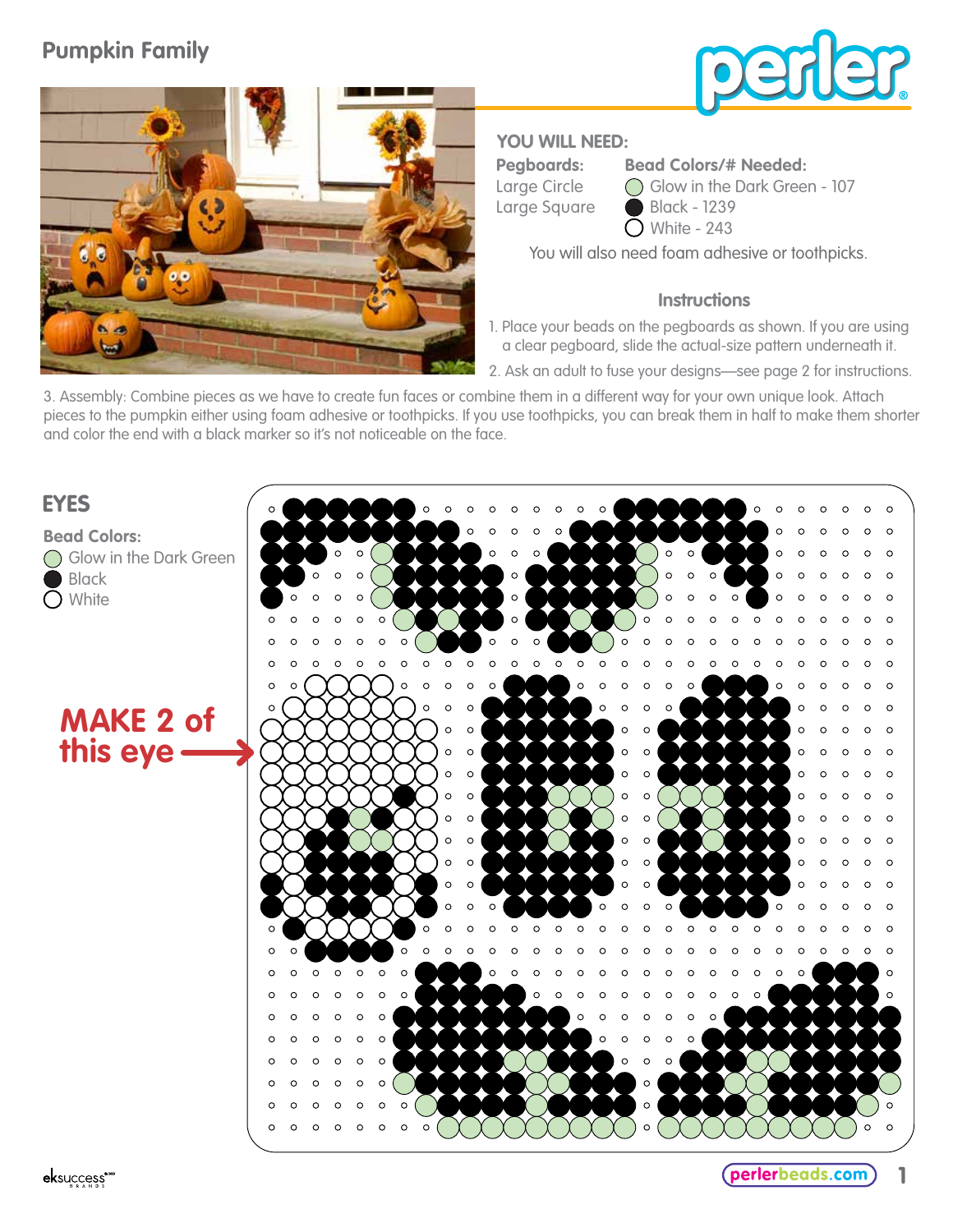# Pumpkin Family

## YOU WILL NEED:

**Pegboards:**
Large Circle
Large Square

**Bead Colors/# Needed:**
Glow in the Dark Green - 107
Black - 1239
White - 243

You will also need foam adhesive or toothpicks.

### Instructions

1. Place your beads on the pegboards as shown. If you are using a clear pegboard, slide the actual-size pattern underneath it.
2. Ask an adult to fuse your designs—see page 2 for instructions.
3. Assembly: Combine pieces as we have to create fun faces or combine them in a different way for your own unique look. Attach pieces to the pumpkin either using foam adhesive or toothpicks. If you use toothpicks, you can break them in half to make them shorter and color the end with a black marker so it's not noticeable on the face.

## EYES

**Bead Colors:**
Glow in the Dark Green
Black
White

MAKE 2 of this eye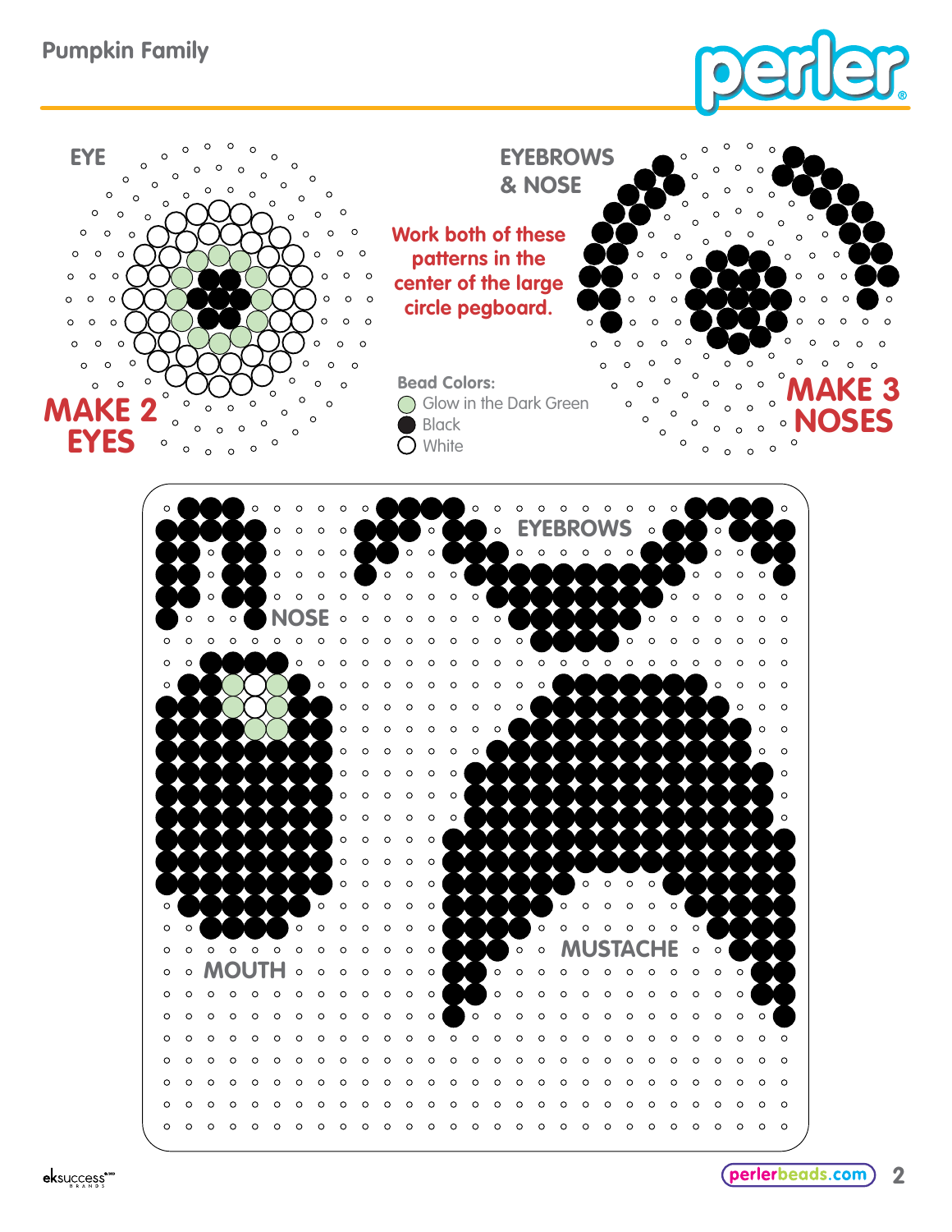# Pumpkin Family

EYE

MAKE 2 EYES

EYEBROWS & NOSE

**Work both of these patterns in the center of the large circle pegboard.**

MAKE 3 NOSES

**Bead Colors:**

- Glow in the Dark Green
- Black
- White

NOSE

EYEBROWS

MOUTH

MUSTACHE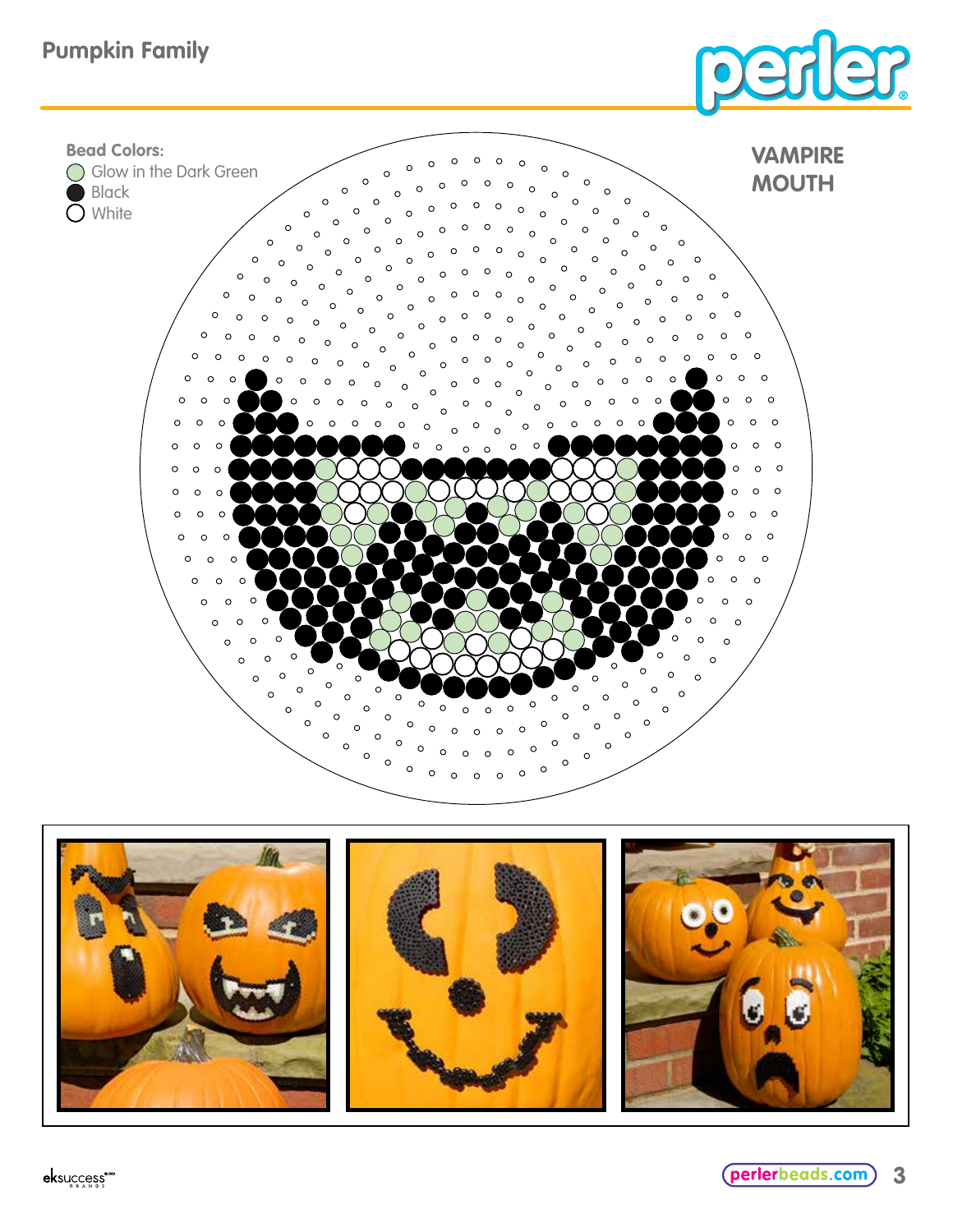# Pumpkin Family

**Bead Colors:**

- Glow in the Dark Green
- Black
- White

## VAMPIRE MOUTH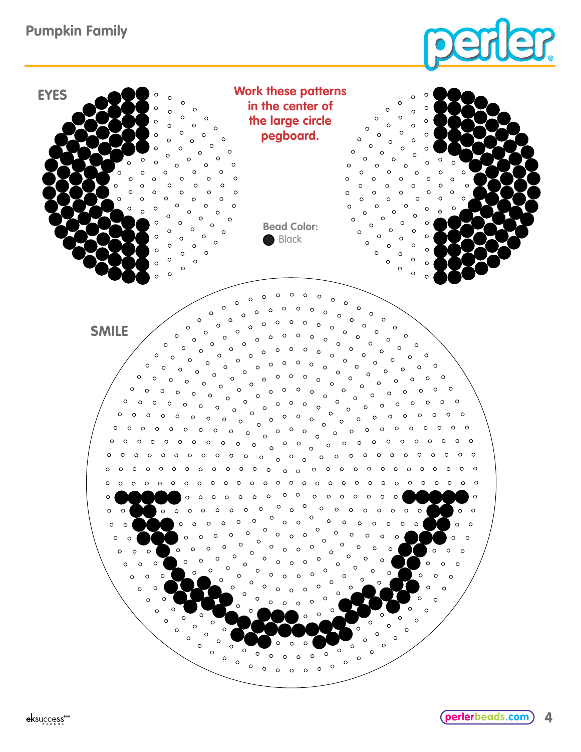# Pumpkin Family

EYES

Work these patterns in the center of the large circle pegboard.

**Bead Color:**
Black

SMILE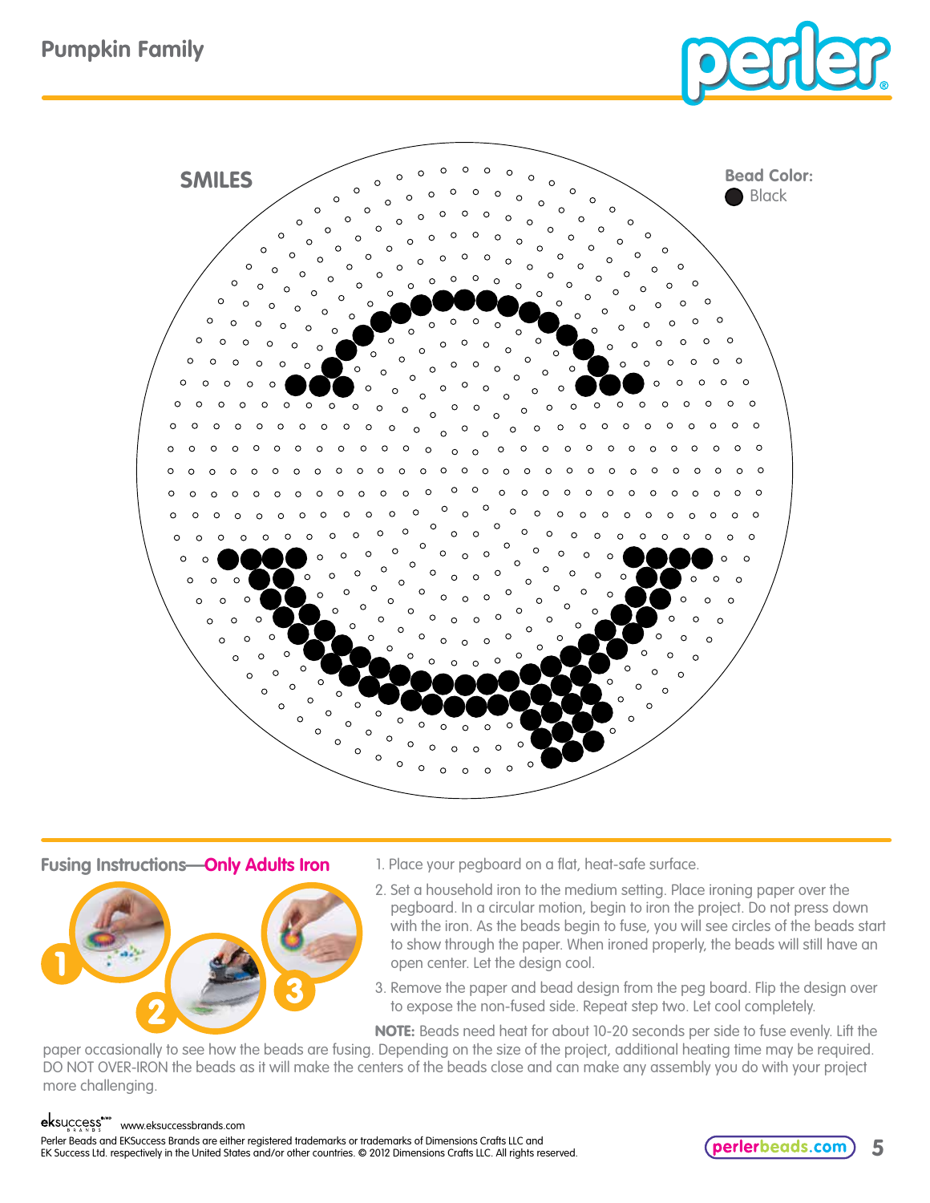# Pumpkin Family

## SMILES

**Bead Color:**
Black

## Fusing Instructions—Only Adults Iron

1. Place your pegboard on a flat, heat-safe surface.
2. Set a household iron to the medium setting. Place ironing paper over the pegboard. In a circular motion, begin to iron the project. Do not press down with the iron. As the beads begin to fuse, you will see circles of the beads start to show through the paper. When ironed properly, the beads will still have an open center. Let the design cool.
3. Remove the paper and bead design from the peg board. Flip the design over to expose the non-fused side. Repeat step two. Let cool completely.

**NOTE:** Beads need heat for about 10-20 seconds per side to fuse evenly. Lift the paper occasionally to see how the beads are fusing. Depending on the size of the project, additional heating time may be required. DO NOT OVER-IRON the beads as it will make the centers of the beads close and can make any assembly you do with your project more challenging.

www.eksuccessbrands.com

Perler Beads and EKSuccess Brands are either registered trademarks or trademarks of Dimensions Crafts LLC and EK Success Ltd. respectively in the United States and/or other countries. © 2012 Dimensions Crafts LLC. All rights reserved.

perlerbeads.com